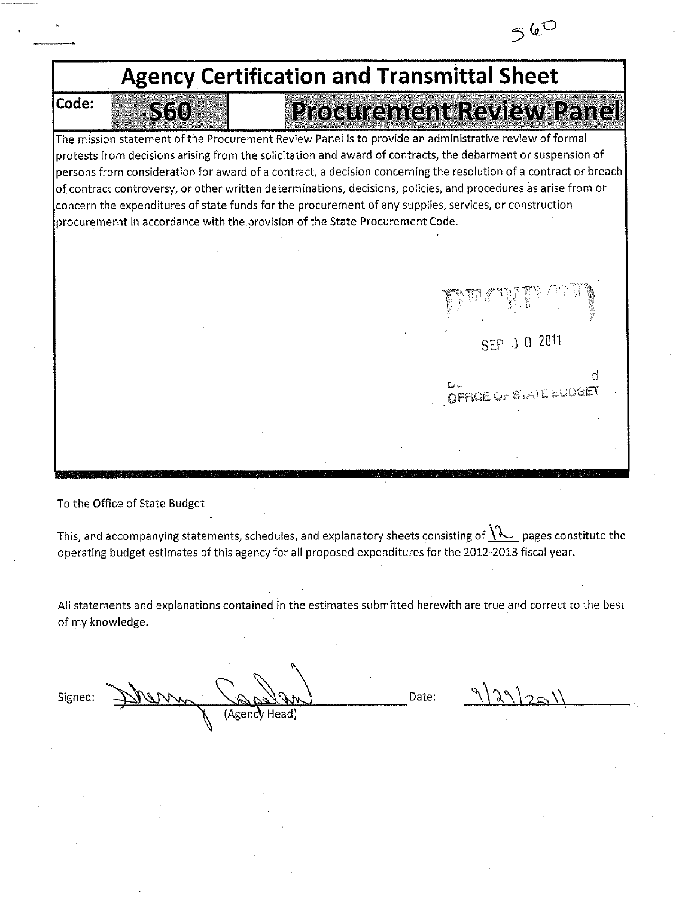S60

# Agency Certification and Transmittal Sheet

| Code: | S60 | Procurement Review Panel |
| --- | --- | --- |

The mission statement of the Procurement Review Panel is to provide an administrative review of formal protests from decisions arising from the solicitation and award of contracts, the debarment or suspension of persons from consideration for award of a contract, a decision concerning the resolution of a contract or breach of contract controversy, or other written determinations, decisions, policies, and procedures as arise from or concern the expenditures of state funds for the procurement of any supplies, services, or construction procurememt in accordance with the provision of the State Procurement Code.

RECEIVED
SEP 30 2011
OFFICE OF STATE BUDGET

To the Office of State Budget

This, and accompanying statements, schedules, and explanatory sheets consisting of 12 pages constitute the operating budget estimates of this agency for all proposed expenditures for the 2012-2013 fiscal year.

All statements and explanations contained in the estimates submitted herewith are true and correct to the best of my knowledge.

Signed: _____________________ (Agency Head) Date: 9/29/2011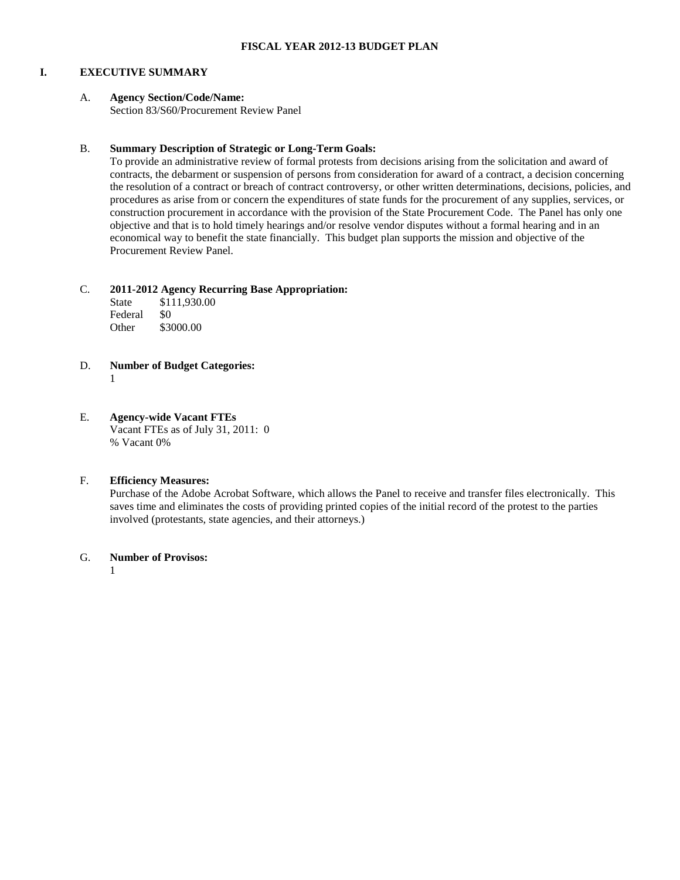# FISCAL YEAR 2012-13 BUDGET PLAN

## I. EXECUTIVE SUMMARY

A. **Agency Section/Code/Name:**
Section 83/S60/Procurement Review Panel

B. **Summary Description of Strategic or Long-Term Goals:**
To provide an administrative review of formal protests from decisions arising from the solicitation and award of contracts, the debarment or suspension of persons from consideration for award of a contract, a decision concerning the resolution of a contract or breach of contract controversy, or other written determinations, decisions, policies, and procedures as arise from or concern the expenditures of state funds for the procurement of any supplies, services, or construction procurement in accordance with the provision of the State Procurement Code. The Panel has only one objective and that is to hold timely hearings and/or resolve vendor disputes without a formal hearing and in an economical way to benefit the state financially. This budget plan supports the mission and objective of the Procurement Review Panel.

C. **2011-2012 Agency Recurring Base Appropriation:**
State $111,930.00
Federal $0
Other $3000.00

D. **Number of Budget Categories:**
1

E. **Agency-wide Vacant FTEs**
Vacant FTEs as of July 31, 2011: 0
% Vacant 0%

F. **Efficiency Measures:**
Purchase of the Adobe Acrobat Software, which allows the Panel to receive and transfer files electronically. This saves time and eliminates the costs of providing printed copies of the initial record of the protest to the parties involved (protestants, state agencies, and their attorneys.)

G. **Number of Provisos:**
1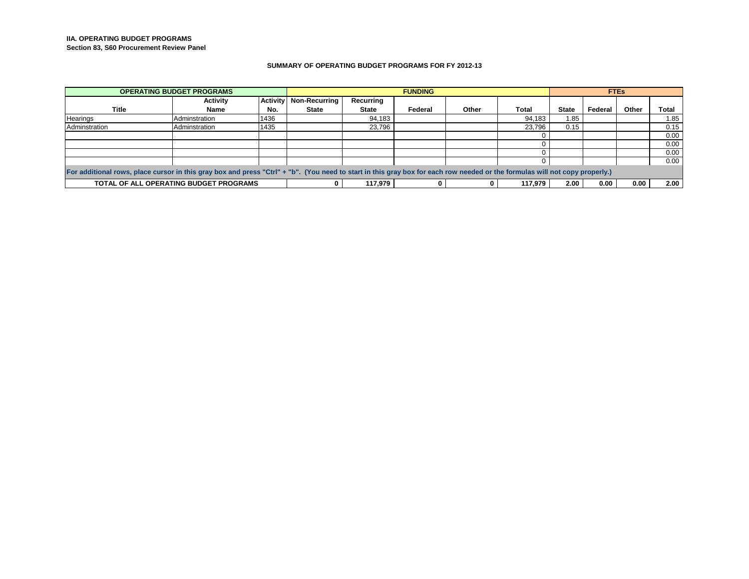**IIA. OPERATING BUDGET PROGRAMS**
**Section 83, S60 Procurement Review Panel**

**SUMMARY OF OPERATING BUDGET PROGRAMS FOR FY 2012-13**

| OPERATING BUDGET PROGRAMS | | | FUNDING | | | | | FTEs | | | |
|---|---|---|---|---|---|---|---|---|---|---|---|
| Title | Activity Name | Activity No. | Non-Recurring State | Recurring State | Federal | Other | Total | State | Federal | Other | Total |
| Hearings | Adminstration | 1436 | | 94,183 | | | 94,183 | 1.85 | | | 1.85 |
| Adminstration | Adminstration | 1435 | | 23,796 | | | 23,796 | 0.15 | | | 0.15 |
| | | | | | | | 0 | | | | 0.00 |
| | | | | | | | 0 | | | | 0.00 |
| | | | | | | | 0 | | | | 0.00 |
| | | | | | | | 0 | | | | 0.00 |
| For additional rows, place cursor in this gray box and press "Ctrl" + "b". (You need to start in this gray box for each row needed or the formulas will not copy properly.) | | | | | | | | | | | |
| **TOTAL OF ALL OPERATING BUDGET PROGRAMS** | | | **0** | **117,979** | **0** | **0** | **117,979** | **2.00** | **0.00** | **0.00** | **2.00** |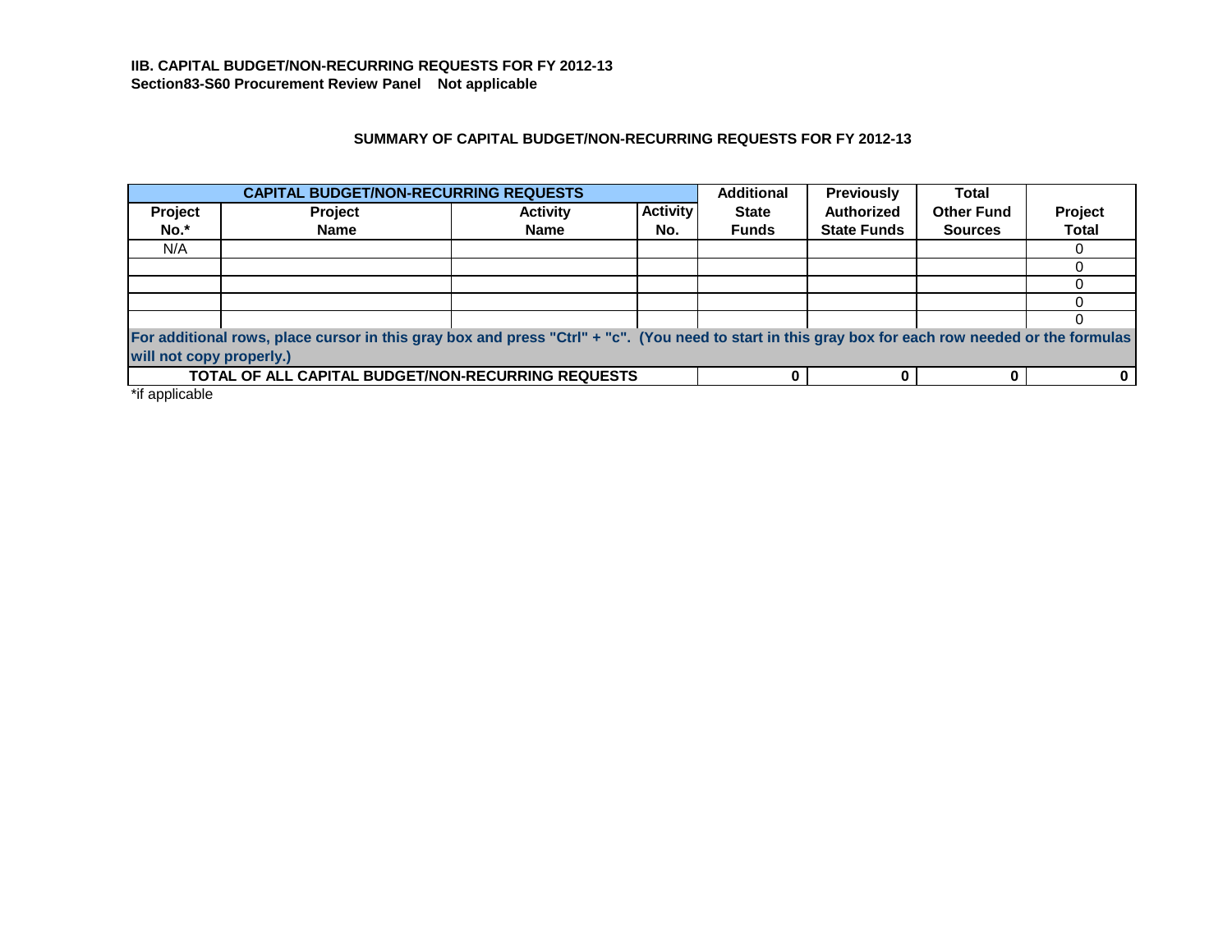**IIB. CAPITAL BUDGET/NON-RECURRING REQUESTS FOR FY 2012-13**
**Section83-S60 Procurement Review Panel Not applicable**

**SUMMARY OF CAPITAL BUDGET/NON-RECURRING REQUESTS FOR FY 2012-13**

| CAPITAL BUDGET/NON-RECURRING REQUESTS | | | | Additional | Previously | Total | |
|---|---|---|---|---|---|---|---|
| Project No.* | Project Name | Activity Name | Activity No. | State Funds | Authorized State Funds | Other Fund Sources | Project Total |
| N/A | | | | | | | 0 |
| | | | | | | | 0 |
| | | | | | | | 0 |
| | | | | | | | 0 |
| | | | | | | | 0 |
| For additional rows, place cursor in this gray box and press "Ctrl" + "c". (You need to start in this gray box for each row needed or the formulas will not copy properly.) | | | | | | | |
| TOTAL OF ALL CAPITAL BUDGET/NON-RECURRING REQUESTS | | | | 0 | 0 | 0 | 0 |

*if applicable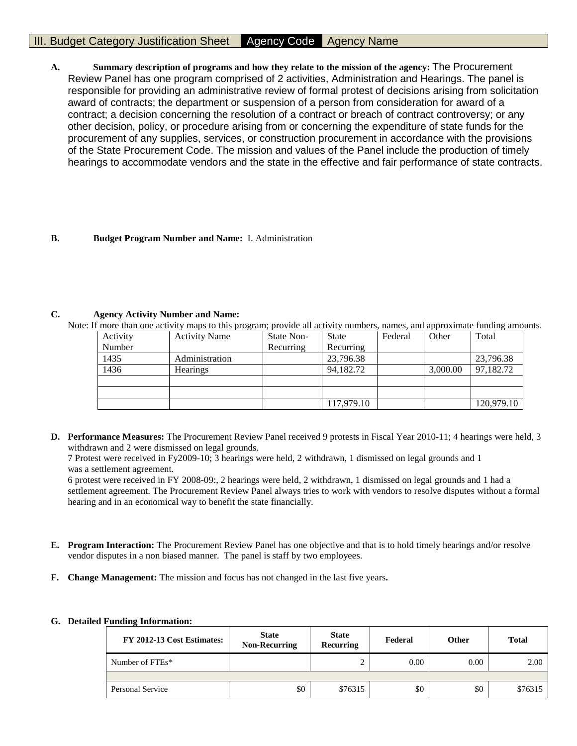III. Budget Category Justification Sheet | Agency Code | Agency Name

**A. Summary description of programs and how they relate to the mission of the agency:** The Procurement Review Panel has one program comprised of 2 activities, Administration and Hearings. The panel is responsible for providing an administrative review of formal protest of decisions arising from solicitation award of contracts; the department or suspension of a person from consideration for award of a contract; a decision concerning the resolution of a contract or breach of contract controversy; or any other decision, policy, or procedure arising from or concerning the expenditure of state funds for the procurement of any supplies, services, or construction procurement in accordance with the provisions of the State Procurement Code. The mission and values of the Panel include the production of timely hearings to accommodate vendors and the state in the effective and fair performance of state contracts.

**B. Budget Program Number and Name:** I. Administration

**C. Agency Activity Number and Name:**

Note: If more than one activity maps to this program; provide all activity numbers, names, and approximate funding amounts.

| Activity Number | Activity Name | State Non-Recurring | State Recurring | Federal | Other | Total |
|---|---|---|---|---|---|---|
| 1435 | Administration | | 23,796.38 | | | 23,796.38 |
| 1436 | Hearings | | 94,182.72 | | 3,000.00 | 97,182.72 |
| | | | | | | |
| | | | | | | |
| | | | 117,979.10 | | | 120,979.10 |

**D. Performance Measures:** The Procurement Review Panel received 9 protests in Fiscal Year 2010-11; 4 hearings were held, 3 withdrawn and 2 were dismissed on legal grounds.
7 Protest were received in Fy2009-10; 3 hearings were held, 2 withdrawn, 1 dismissed on legal grounds and 1 was a settlement agreement.
6 protest were received in FY 2008-09:, 2 hearings were held, 2 withdrawn, 1 dismissed on legal grounds and 1 had a settlement agreement. The Procurement Review Panel always tries to work with vendors to resolve disputes without a formal hearing and in an economical way to benefit the state financially.

**E. Program Interaction:** The Procurement Review Panel has one objective and that is to hold timely hearings and/or resolve vendor disputes in a non biased manner. The panel is staff by two employees.

**F. Change Management:** The mission and focus has not changed in the last five years**.**

**G. Detailed Funding Information:**

| FY 2012-13 Cost Estimates: | State Non-Recurring | State Recurring | Federal | Other | Total |
|---|---|---|---|---|---|
| Number of FTEs* | | 2 | 0.00 | 0.00 | 2.00 |
| | | | | | |
| Personal Service | $0 | $76315 | $0 | $0 | $76315 |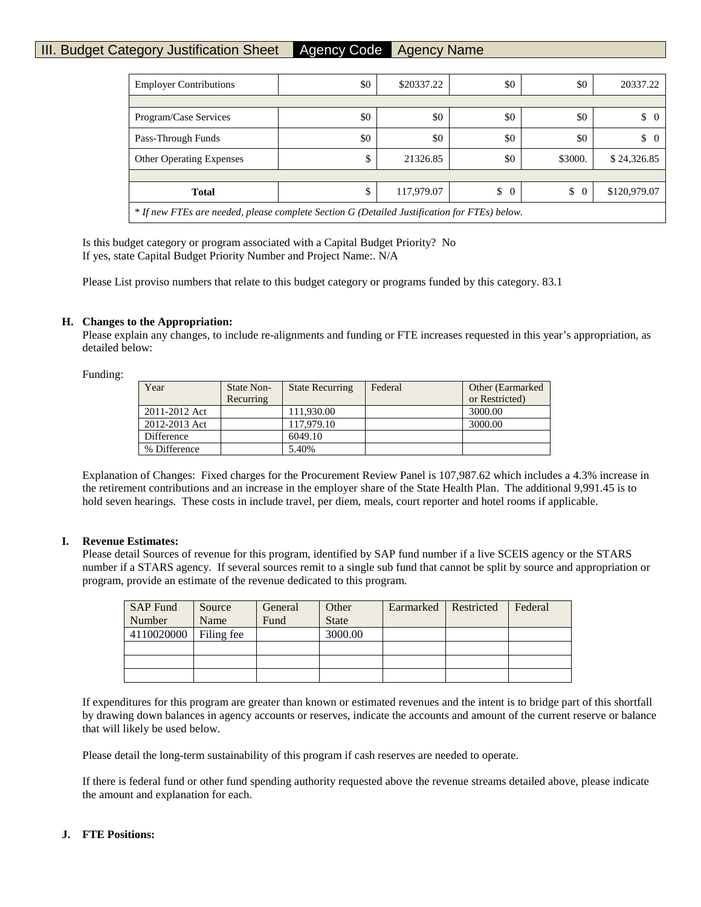## III. Budget Category Justification Sheet Agency Code Agency Name

| | | | | | |
|---|---|---|---|---|---|
| Employer Contributions | $0 | $20337.22 | $0 | $0 | 20337.22 |
| | | | | | |
| Program/Case Services | $0 | $0 | $0 | $0 | $ 0 |
| Pass-Through Funds | $0 | $0 | $0 | $0 | $ 0 |
| Other Operating Expenses | $ | 21326.85 | $0 | $3000. | $ 24,326.85 |
| | | | | | |
| **Total** | $ | 117,979.07 | $ 0 | $ 0 | $120,979.07 |
| *\* If new FTEs are needed, please complete Section G (Detailed Justification for FTEs) below.* | | | | | |

Is this budget category or program associated with a Capital Budget Priority? No
If yes, state Capital Budget Priority Number and Project Name:. N/A

Please List proviso numbers that relate to this budget category or programs funded by this category. 83.1

**H. Changes to the Appropriation:**
Please explain any changes, to include re-alignments and funding or FTE increases requested in this year's appropriation, as detailed below:

Funding:

| Year | State Non-Recurring | State Recurring | Federal | Other (Earmarked or Restricted) |
|---|---|---|---|---|
| 2011-2012 Act | | 111,930.00 | | 3000.00 |
| 2012-2013 Act | | 117,979.10 | | 3000.00 |
| Difference | | 6049.10 | | |
| % Difference | | 5.40% | | |

Explanation of Changes: Fixed charges for the Procurement Review Panel is 107,987.62 which includes a 4.3% increase in the retirement contributions and an increase in the employer share of the State Health Plan. The additional 9,991.45 is to hold seven hearings. These costs in include travel, per diem, meals, court reporter and hotel rooms if applicable.

**I. Revenue Estimates:**
Please detail Sources of revenue for this program, identified by SAP fund number if a live SCEIS agency or the STARS number if a STARS agency. If several sources remit to a single sub fund that cannot be split by source and appropriation or program, provide an estimate of the revenue dedicated to this program.

| SAP Fund Number | Source Name | General Fund | Other State | Earmarked | Restricted | Federal |
|---|---|---|---|---|---|---|
| 4110020000 | Filing fee | | 3000.00 | | | |
| | | | | | | |
| | | | | | | |
| | | | | | | |

If expenditures for this program are greater than known or estimated revenues and the intent is to bridge part of this shortfall by drawing down balances in agency accounts or reserves, indicate the accounts and amount of the current reserve or balance that will likely be used below.

Please detail the long-term sustainability of this program if cash reserves are needed to operate.

If there is federal fund or other fund spending authority requested above the revenue streams detailed above, please indicate the amount and explanation for each.

**J. FTE Positions:**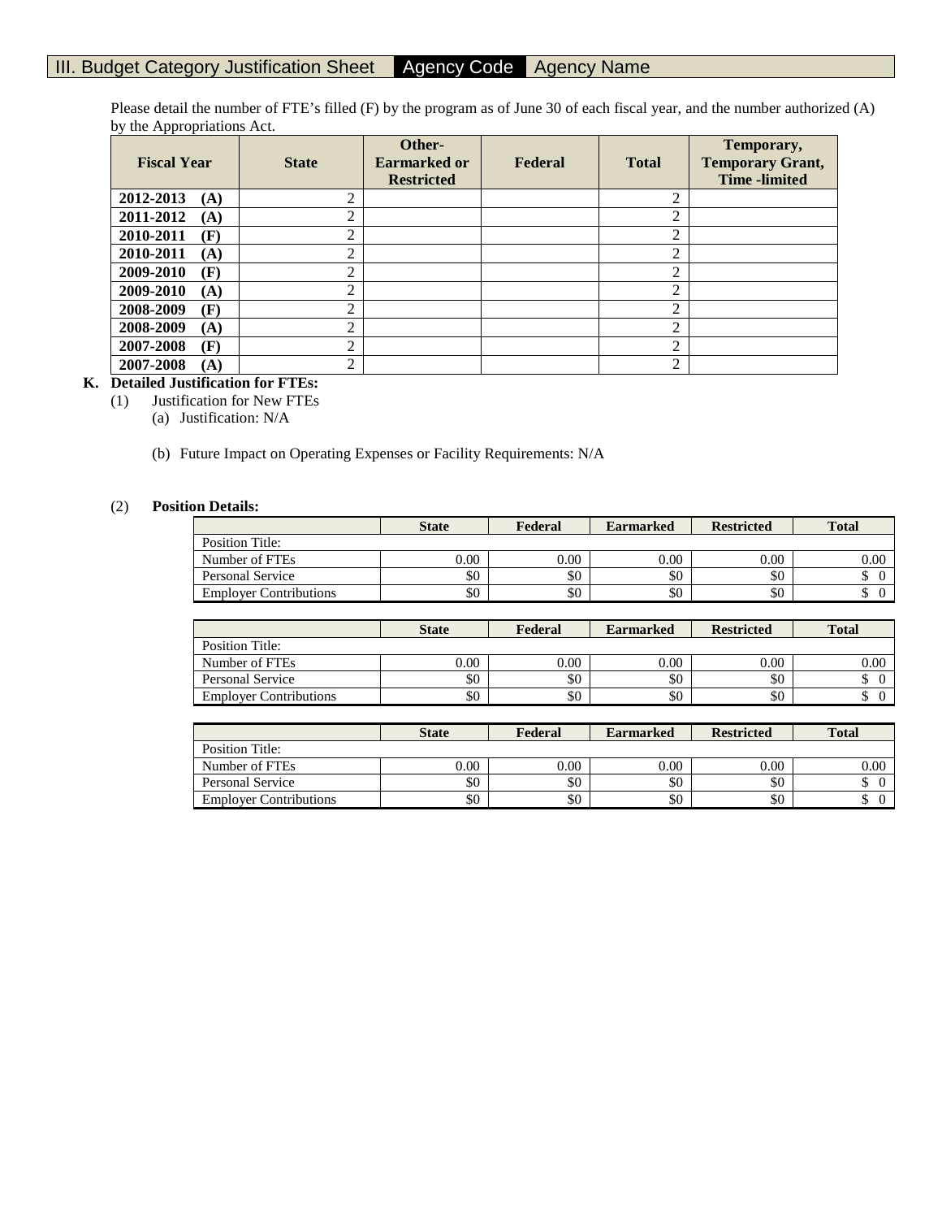## III. Budget Category Justification Sheet | Agency Code | Agency Name

Please detail the number of FTE's filled (F) by the program as of June 30 of each fiscal year, and the number authorized (A) by the Appropriations Act.

| Fiscal Year | State | Other-Earmarked or Restricted | Federal | Total | Temporary, Temporary Grant, Time -limited |
|---|---|---|---|---|---|
| **2012-2013 (A)** | 2 | | | 2 | |
| **2011-2012 (A)** | 2 | | | 2 | |
| **2010-2011 (F)** | 2 | | | 2 | |
| **2010-2011 (A)** | 2 | | | 2 | |
| **2009-2010 (F)** | 2 | | | 2 | |
| **2009-2010 (A)** | 2 | | | 2 | |
| **2008-2009 (F)** | 2 | | | 2 | |
| **2008-2009 (A)** | 2 | | | 2 | |
| **2007-2008 (F)** | 2 | | | 2 | |
| **2007-2008 (A)** | 2 | | | 2 | |

**K. Detailed Justification for FTEs:**

(1) Justification for New FTEs

(a) Justification: N/A

(b) Future Impact on Operating Expenses or Facility Requirements: N/A

(2) **Position Details:**

| | State | Federal | Earmarked | Restricted | Total |
|---|---|---|---|---|---|
| Position Title: | | | | | |
| Number of FTEs | 0.00 | 0.00 | 0.00 | 0.00 | 0.00 |
| Personal Service | $0 | $0 | $0 | $0 | $ 0 |
| Employer Contributions | $0 | $0 | $0 | $0 | $ 0 |

| | State | Federal | Earmarked | Restricted | Total |
|---|---|---|---|---|---|
| Position Title: | | | | | |
| Number of FTEs | 0.00 | 0.00 | 0.00 | 0.00 | 0.00 |
| Personal Service | $0 | $0 | $0 | $0 | $ 0 |
| Employer Contributions | $0 | $0 | $0 | $0 | $ 0 |

| | State | Federal | Earmarked | Restricted | Total |
|---|---|---|---|---|---|
| Position Title: | | | | | |
| Number of FTEs | 0.00 | 0.00 | 0.00 | 0.00 | 0.00 |
| Personal Service | $0 | $0 | $0 | $0 | $ 0 |
| Employer Contributions | $0 | $0 | $0 | $0 | $ 0 |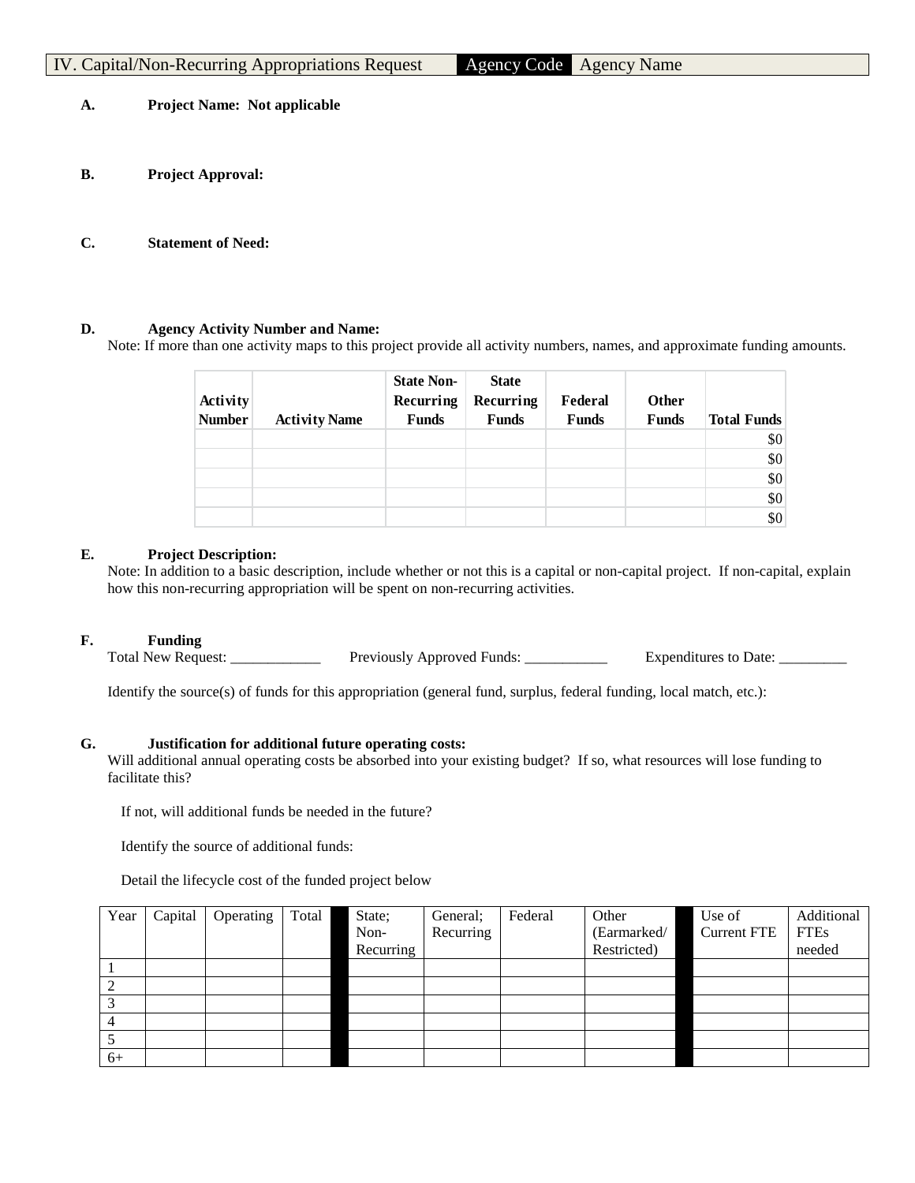| IV. Capital/Non-Recurring Appropriations Request | Agency Code | Agency Name |
|---|---|---|

**A. Project Name: Not applicable**

**B. Project Approval:**

**C. Statement of Need:**

**D. Agency Activity Number and Name:**

Note: If more than one activity maps to this project provide all activity numbers, names, and approximate funding amounts.

| Activity Number | Activity Name | State Non-Recurring Funds | State Recurring Funds | Federal Funds | Other Funds | Total Funds |
|---|---|---|---|---|---|---|
| | | | | | | $0 |
| | | | | | | $0 |
| | | | | | | $0 |
| | | | | | | $0 |
| | | | | | | $0 |

**E. Project Description:**

Note: In addition to a basic description, include whether or not this is a capital or non-capital project. If non-capital, explain how this non-recurring appropriation will be spent on non-recurring activities.

**F. Funding**

Total New Request: ____________ Previously Approved Funds: ___________ Expenditures to Date: _________

Identify the source(s) of funds for this appropriation (general fund, surplus, federal funding, local match, etc.):

**G. Justification for additional future operating costs:**

Will additional annual operating costs be absorbed into your existing budget? If so, what resources will lose funding to facilitate this?

If not, will additional funds be needed in the future?

Identify the source of additional funds:

Detail the lifecycle cost of the funded project below

| Year | Capital | Operating | Total | | State; Non-Recurring | General; Recurring | Federal | Other (Earmarked/ Restricted) | | Use of Current FTE | Additional FTEs needed |
|---|---|---|---|---|---|---|---|---|---|---|---|
| 1 | | | | | | | | | | | |
| 2 | | | | | | | | | | | |
| 3 | | | | | | | | | | | |
| 4 | | | | | | | | | | | |
| 5 | | | | | | | | | | | |
| 6+ | | | | | | | | | | | |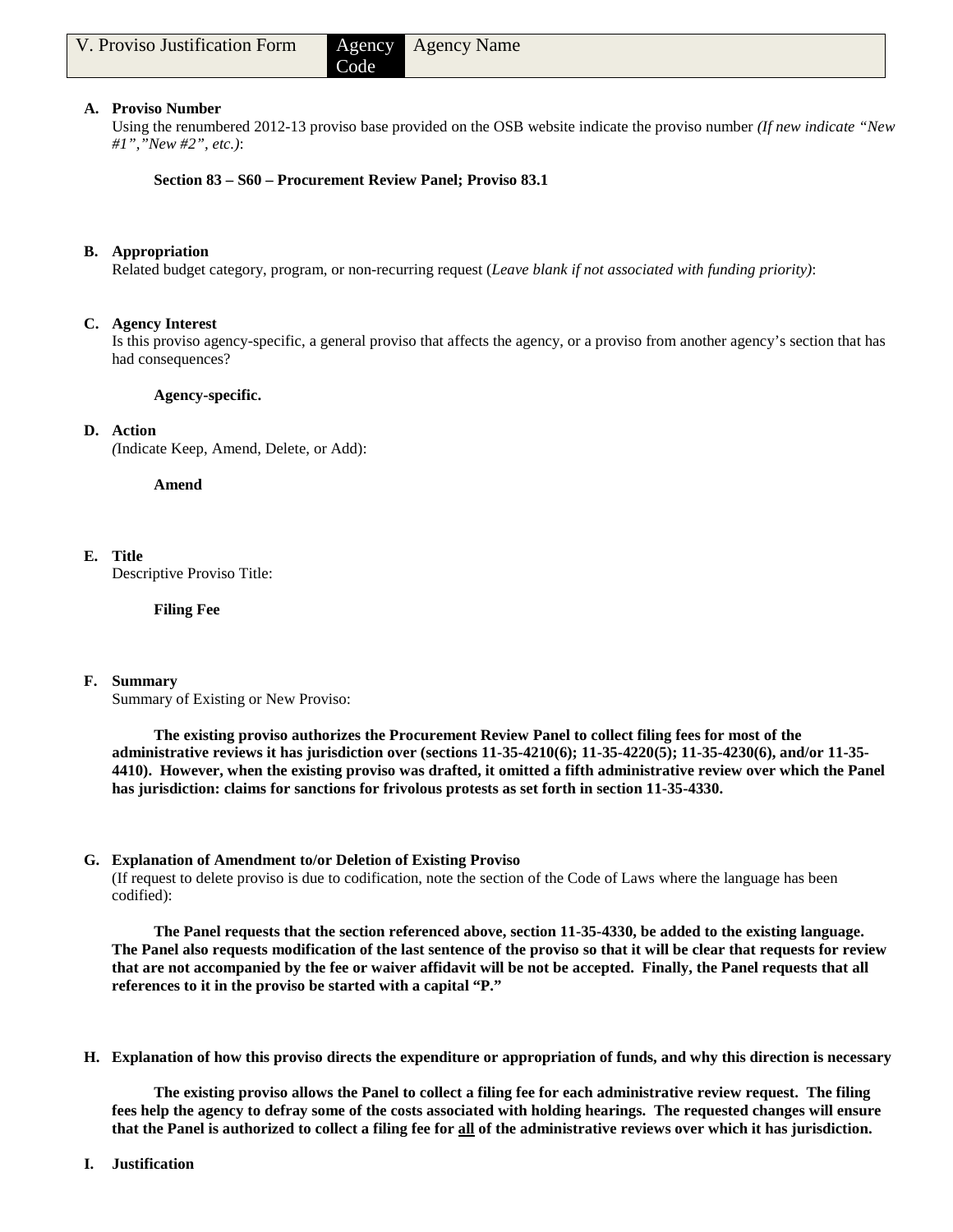| V. Proviso Justification Form | Agency Code | Agency Name |
|---|---|---|

**A. Proviso Number**

Using the renumbered 2012-13 proviso base provided on the OSB website indicate the proviso number *(If new indicate "New #1","New #2", etc.)*:

**Section 83 – S60 – Procurement Review Panel; Proviso 83.1**

**B. Appropriation**

Related budget category, program, or non-recurring request (*Leave blank if not associated with funding priority)*:

**C. Agency Interest**

Is this proviso agency-specific, a general proviso that affects the agency, or a proviso from another agency's section that has had consequences?

**Agency-specific.**

**D. Action**

*(*Indicate Keep, Amend, Delete, or Add):

**Amend**

**E. Title**

Descriptive Proviso Title:

**Filing Fee**

**F. Summary**

Summary of Existing or New Proviso:

**The existing proviso authorizes the Procurement Review Panel to collect filing fees for most of the administrative reviews it has jurisdiction over (sections 11-35-4210(6); 11-35-4220(5); 11-35-4230(6), and/or 11-35-4410). However, when the existing proviso was drafted, it omitted a fifth administrative review over which the Panel has jurisdiction: claims for sanctions for frivolous protests as set forth in section 11-35-4330.**

**G. Explanation of Amendment to/or Deletion of Existing Proviso**

(If request to delete proviso is due to codification, note the section of the Code of Laws where the language has been codified):

**The Panel requests that the section referenced above, section 11-35-4330, be added to the existing language. The Panel also requests modification of the last sentence of the proviso so that it will be clear that requests for review that are not accompanied by the fee or waiver affidavit will be not be accepted. Finally, the Panel requests that all references to it in the proviso be started with a capital "P."**

**H. Explanation of how this proviso directs the expenditure or appropriation of funds, and why this direction is necessary**

**The existing proviso allows the Panel to collect a filing fee for each administrative review request. The filing fees help the agency to defray some of the costs associated with holding hearings. The requested changes will ensure that the Panel is authorized to collect a filing fee for <u>all</u> of the administrative reviews over which it has jurisdiction.**

**I. Justification**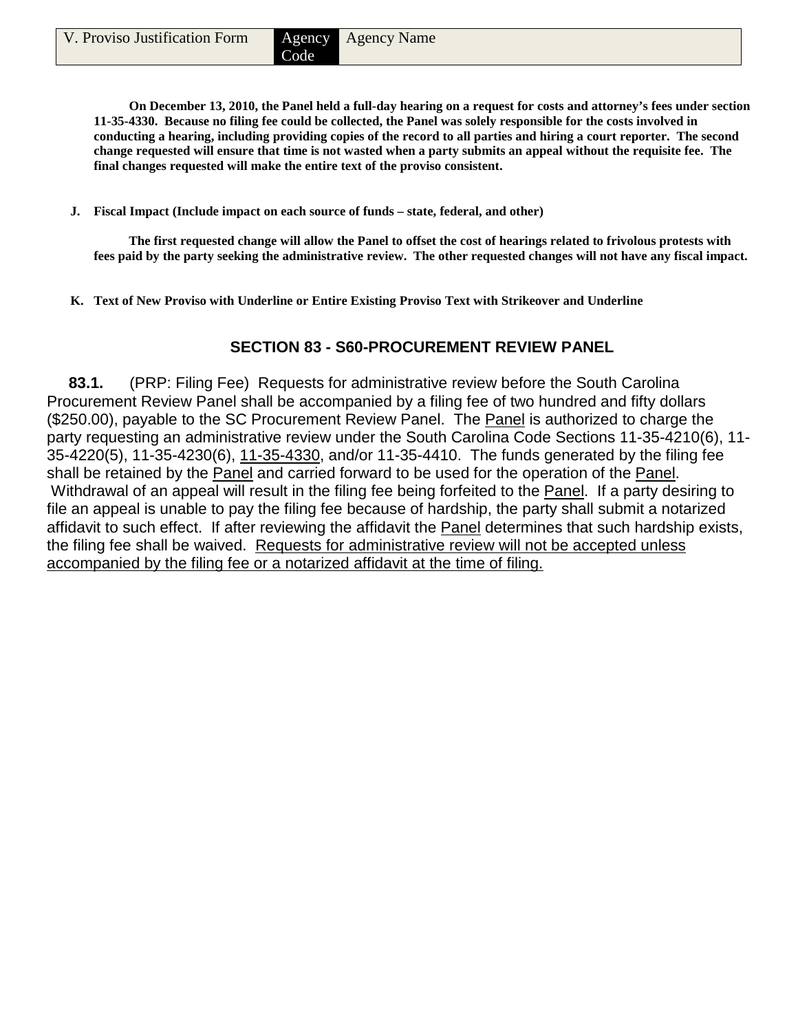**On December 13, 2010, the Panel held a full-day hearing on a request for costs and attorney's fees under section 11-35-4330. Because no filing fee could be collected, the Panel was solely responsible for the costs involved in conducting a hearing, including providing copies of the record to all parties and hiring a court reporter. The second change requested will ensure that time is not wasted when a party submits an appeal without the requisite fee. The final changes requested will make the entire text of the proviso consistent.**

**J. Fiscal Impact (Include impact on each source of funds – state, federal, and other)**

**The first requested change will allow the Panel to offset the cost of hearings related to frivolous protests with fees paid by the party seeking the administrative review. The other requested changes will not have any fiscal impact.**

**K. Text of New Proviso with Underline or Entire Existing Proviso Text with Strikeover and Underline**

## SECTION 83 - S60-PROCUREMENT REVIEW PANEL

**83.1.** (PRP: Filing Fee) Requests for administrative review before the South Carolina Procurement Review Panel shall be accompanied by a filing fee of two hundred and fifty dollars ($250.00), payable to the SC Procurement Review Panel. The <u>Panel</u> is authorized to charge the party requesting an administrative review under the South Carolina Code Sections 11-35-4210(6), 11-35-4220(5), 11-35-4230(6), <u>11-35-4330</u>, and/or 11-35-4410. The funds generated by the filing fee shall be retained by the <u>Panel</u> and carried forward to be used for the operation of the <u>Panel</u>. Withdrawal of an appeal will result in the filing fee being forfeited to the <u>Panel</u>. If a party desiring to file an appeal is unable to pay the filing fee because of hardship, the party shall submit a notarized affidavit to such effect. If after reviewing the affidavit the <u>Panel</u> determines that such hardship exists, the filing fee shall be waived. <u>Requests for administrative review will not be accepted unless accompanied by the filing fee or a notarized affidavit at the time of filing.</u>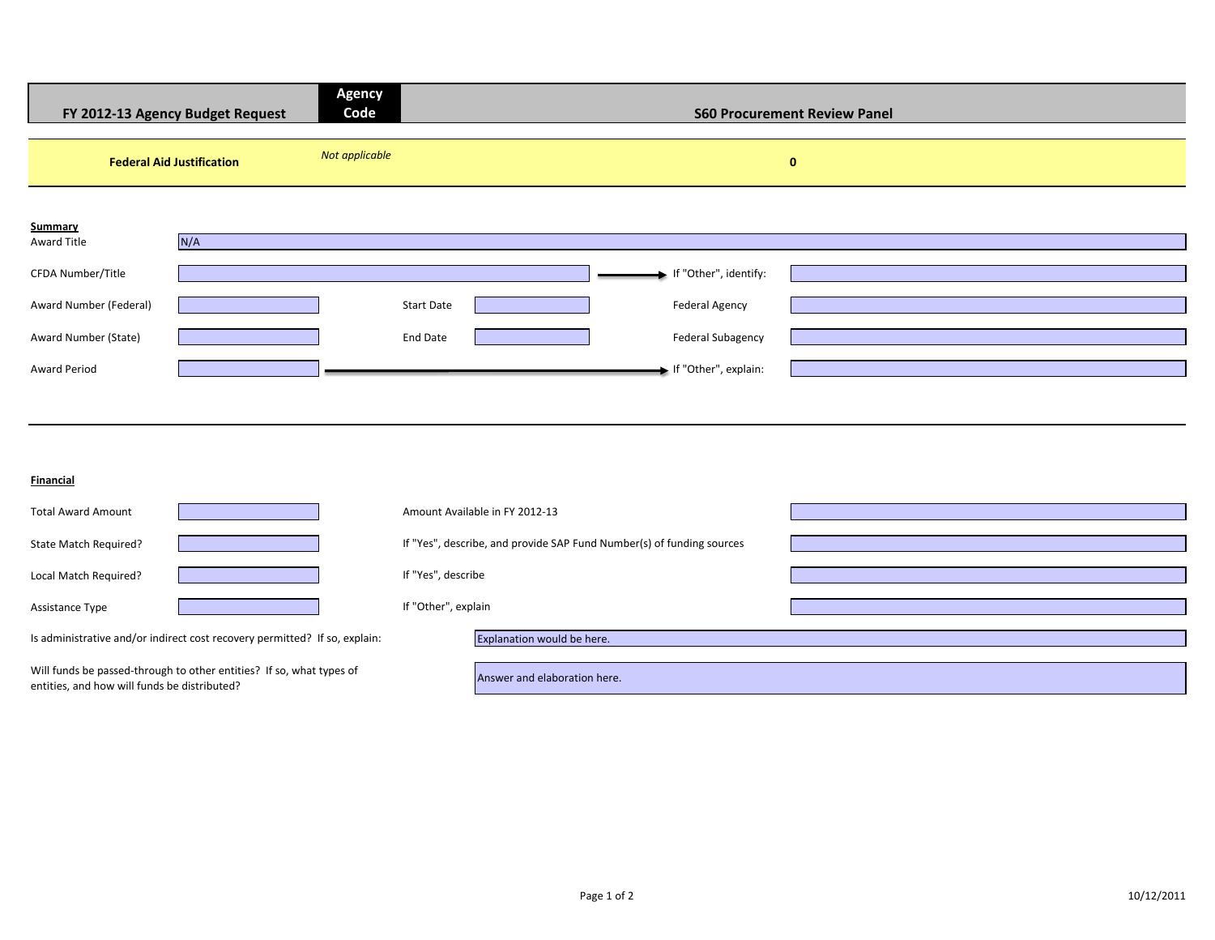| FY 2012-13 Agency Budget Request | Agency Code | S60 Procurement Review Panel |
|---|---|---|
| **Federal Aid Justification** | *Not applicable* | **0** |

**Summary**

| | | | | | |
|---|---|---|---|---|---|
| Award Title | N/A | | | | |
| CFDA Number/Title | | | | If "Other", identify: | |
| Award Number (Federal) | | Start Date | | Federal Agency | |
| Award Number (State) | | End Date | | Federal Subagency | |
| Award Period | | | | If "Other", explain: | |

**Financial**

| | | | |
|---|---|---|---|
| Total Award Amount | | Amount Available in FY 2012-13 | |
| State Match Required? | | If "Yes", describe, and provide SAP Fund Number(s) of funding sources | |
| Local Match Required? | | If "Yes", describe | |
| Assistance Type | | If "Other", explain | |

Is administrative and/or indirect cost recovery permitted? If so, explain: Explanation would be here.

Will funds be passed-through to other entities? If so, what types of entities, and how will funds be distributed? Answer and elaboration here.

10/12/2011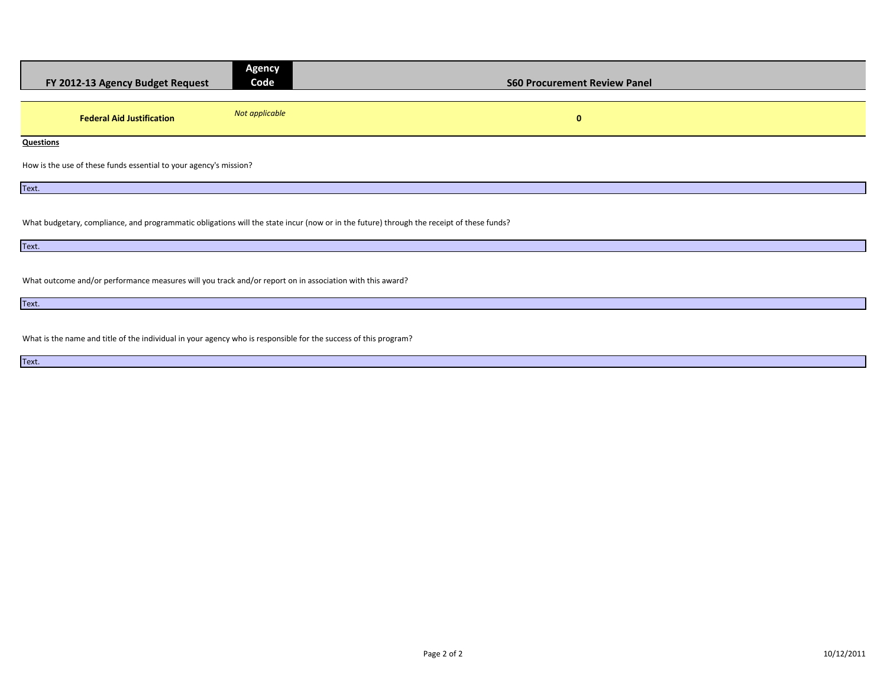| FY 2012-13 Agency Budget Request | Agency Code | S60 Procurement Review Panel |
|---|---|---|
| **Federal Aid Justification** | *Not applicable* | **0** |

**Questions**

How is the use of these funds essential to your agency's mission?

Text.

What budgetary, compliance, and programmatic obligations will the state incur (now or in the future) through the receipt of these funds?

Text.

What outcome and/or performance measures will you track and/or report on in association with this award?

Text.

What is the name and title of the individual in your agency who is responsible for the success of this program?

Text.